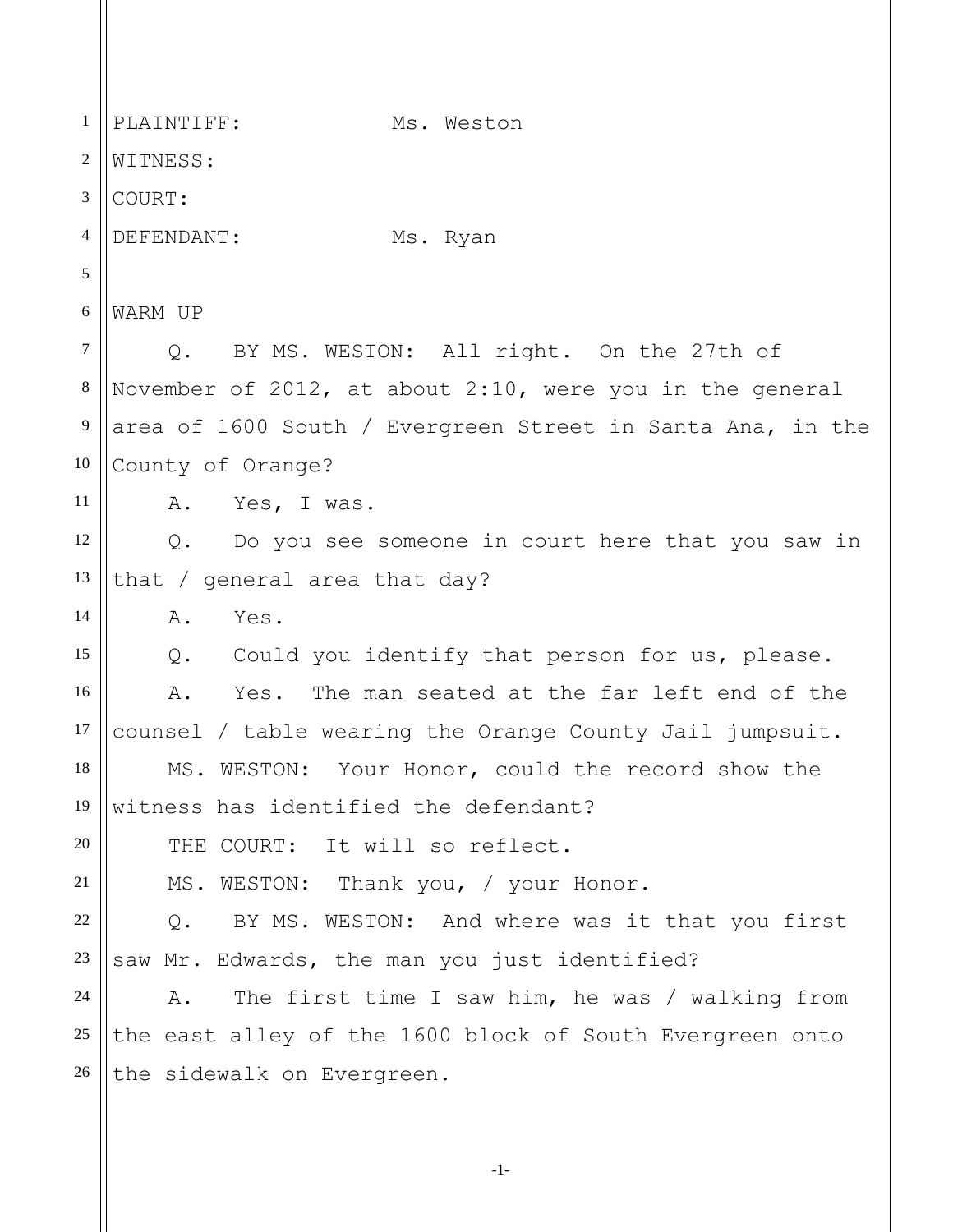PLAINTIFF: Ms. Weston

WITNESS:

COURT:

DEFENDANT: Ms. Ryan

WARM UP

Q. BY MS. WESTON: All right. On the 27th of November of 2012, at about 2:10, were you in the general area of 1600 South / Evergreen Street in Santa Ana, in the County of Orange?

A. Yes, I was.

Q. Do you see someone in court here that you saw in that / general area that day?

A. Yes.

Q. Could you identify that person for us, please.

A. Yes. The man seated at the far left end of the counsel / table wearing the Orange County Jail jumpsuit.

MS. WESTON: Your Honor, could the record show the witness has identified the defendant?

THE COURT: It will so reflect.

MS. WESTON: Thank you, / your Honor.

Q. BY MS. WESTON: And where was it that you first saw Mr. Edwards, the man you just identified?

A. The first time I saw him, he was / walking from the east alley of the 1600 block of South Evergreen onto the sidewalk on Evergreen.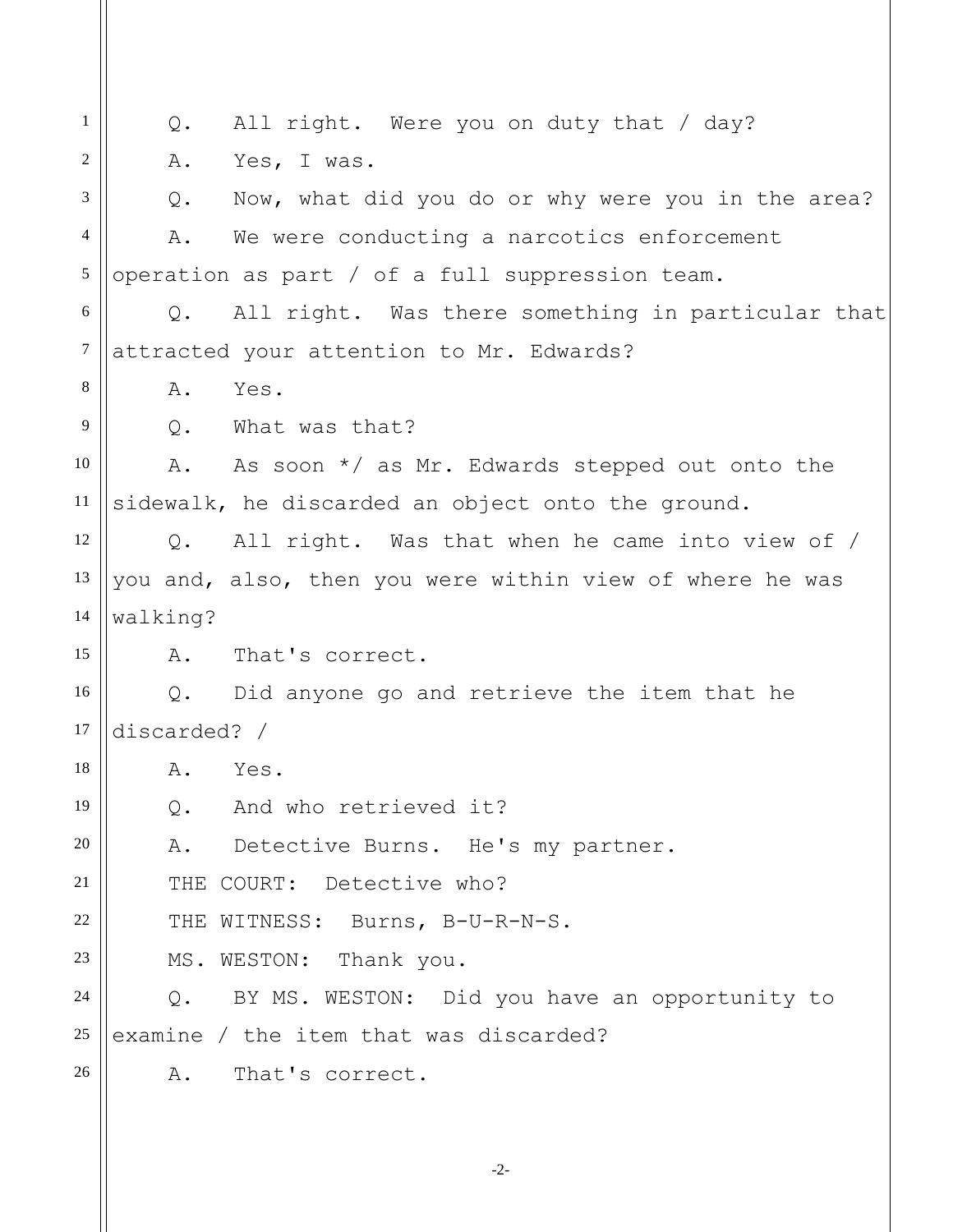Q. All right. Were you on duty that / day?

A. Yes, I was.

Q. Now, what did you do or why were you in the area?

A. We were conducting a narcotics enforcement operation as part / of a full suppression team.

Q. All right. Was there something in particular that attracted your attention to Mr. Edwards?

A. Yes.

Q. What was that?

A. As soon */ as Mr. Edwards stepped out onto the sidewalk, he discarded an object onto the ground.

Q. All right. Was that when he came into view of / you and, also, then you were within view of where he was walking?

A. That's correct.

Q. Did anyone go and retrieve the item that he discarded? /

A. Yes.

Q. And who retrieved it?

A. Detective Burns. He's my partner.

THE COURT: Detective who?

THE WITNESS: Burns, B-U-R-N-S.

MS. WESTON: Thank you.

Q. BY MS. WESTON: Did you have an opportunity to examine / the item that was discarded?

A. That's correct.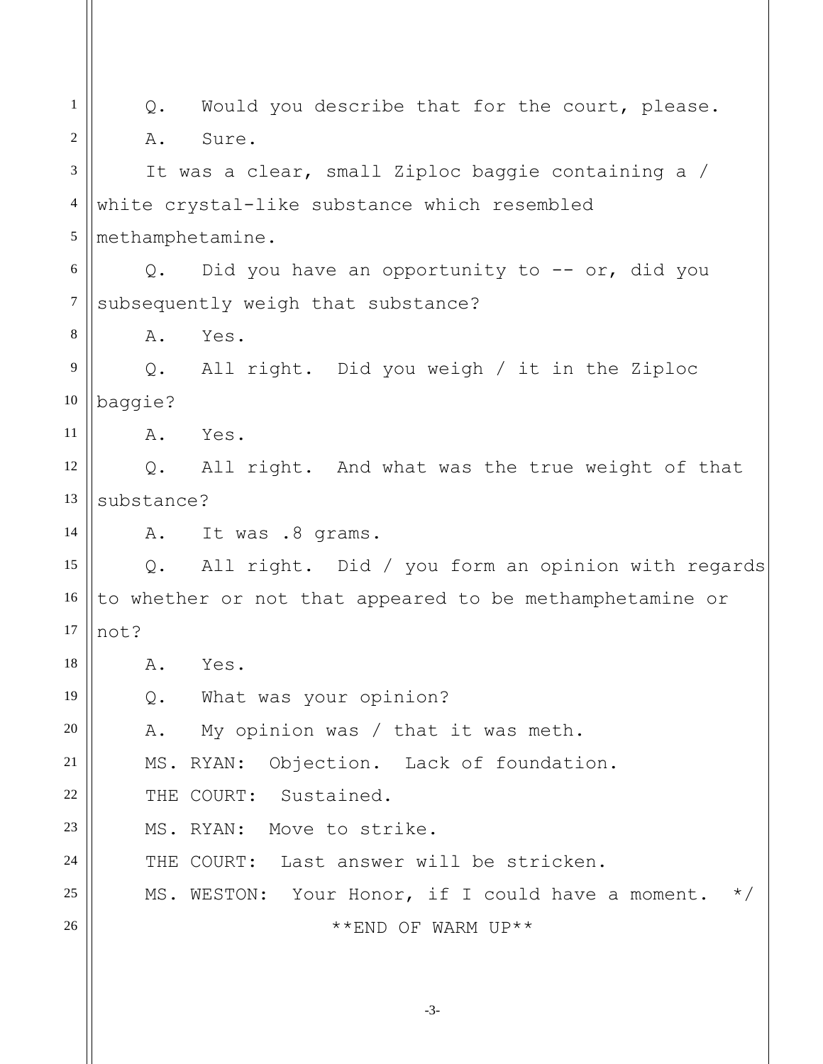Q. Would you describe that for the court, please.

A. Sure.

It was a clear, small Ziploc baggie containing a / white crystal-like substance which resembled methamphetamine.

Q. Did you have an opportunity to -- or, did you subsequently weigh that substance?

A. Yes.

Q. All right. Did you weigh / it in the Ziploc baggie?

A. Yes.

Q. All right. And what was the true weight of that substance?

A. It was .8 grams.

Q. All right. Did / you form an opinion with regards to whether or not that appeared to be methamphetamine or not?

A. Yes.

Q. What was your opinion?

A. My opinion was / that it was meth.

MS. RYAN: Objection. Lack of foundation.

THE COURT: Sustained.

MS. RYAN: Move to strike.

THE COURT: Last answer will be stricken.

MS. WESTON: Your Honor, if I could have a moment. */

**END OF WARM UP**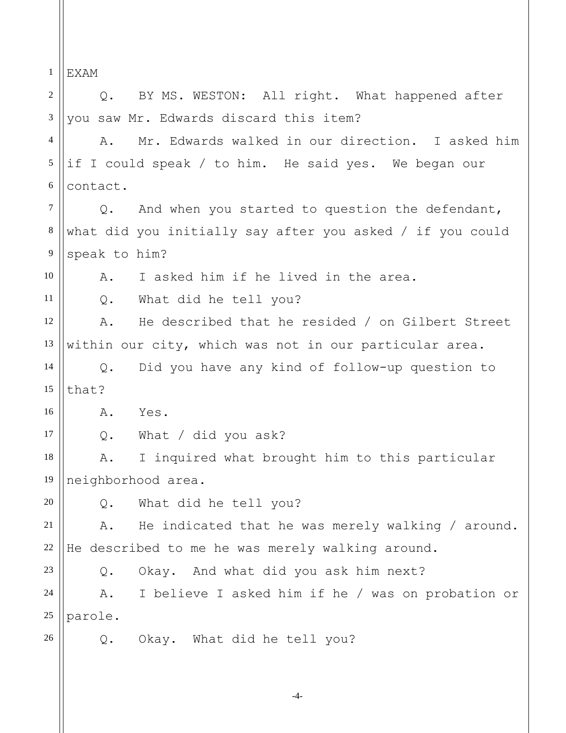EXAM

Q. BY MS. WESTON: All right. What happened after you saw Mr. Edwards discard this item?

A. Mr. Edwards walked in our direction. I asked him if I could speak / to him. He said yes. We began our contact.

Q. And when you started to question the defendant, what did you initially say after you asked / if you could speak to him?

A. I asked him if he lived in the area.

Q. What did he tell you?

A. He described that he resided / on Gilbert Street within our city, which was not in our particular area.

Q. Did you have any kind of follow-up question to that?

A. Yes.

Q. What / did you ask?

A. I inquired what brought him to this particular neighborhood area.

Q. What did he tell you?

A. He indicated that he was merely walking / around. He described to me he was merely walking around.

Q. Okay. And what did you ask him next?

A. I believe I asked him if he / was on probation or parole.

Q. Okay. What did he tell you?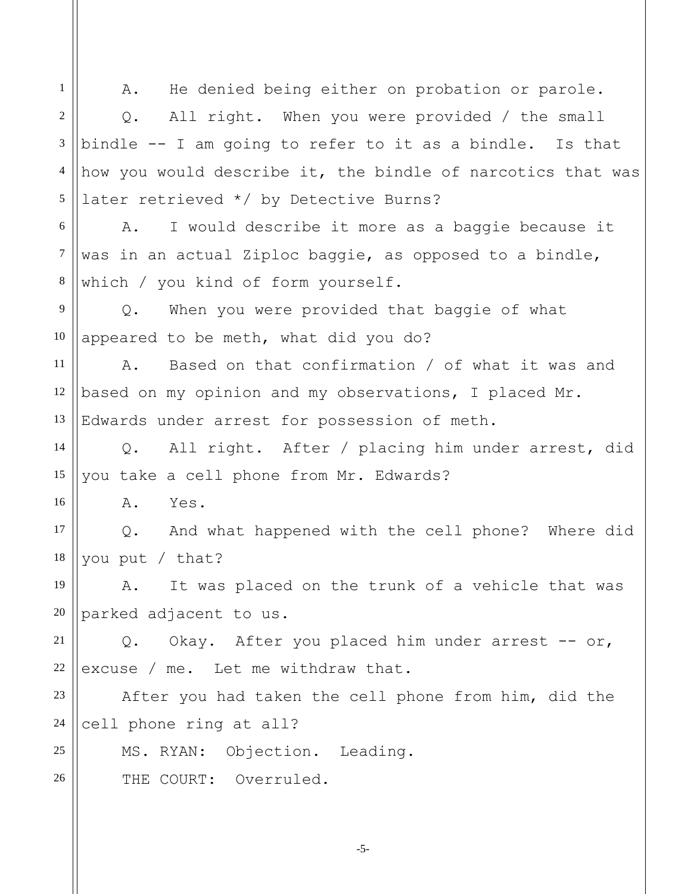A. He denied being either on probation or parole.

Q. All right. When you were provided / the small bindle -- I am going to refer to it as a bindle. Is that how you would describe it, the bindle of narcotics that was later retrieved */ by Detective Burns?

A. I would describe it more as a baggie because it was in an actual Ziploc baggie, as opposed to a bindle, which / you kind of form yourself.

Q. When you were provided that baggie of what appeared to be meth, what did you do?

A. Based on that confirmation / of what it was and based on my opinion and my observations, I placed Mr. Edwards under arrest for possession of meth.

Q. All right. After / placing him under arrest, did you take a cell phone from Mr. Edwards?

A. Yes.

Q. And what happened with the cell phone? Where did you put / that?

A. It was placed on the trunk of a vehicle that was parked adjacent to us.

Q. Okay. After you placed him under arrest -- or, excuse / me. Let me withdraw that.

After you had taken the cell phone from him, did the cell phone ring at all?

MS. RYAN: Objection. Leading.

THE COURT: Overruled.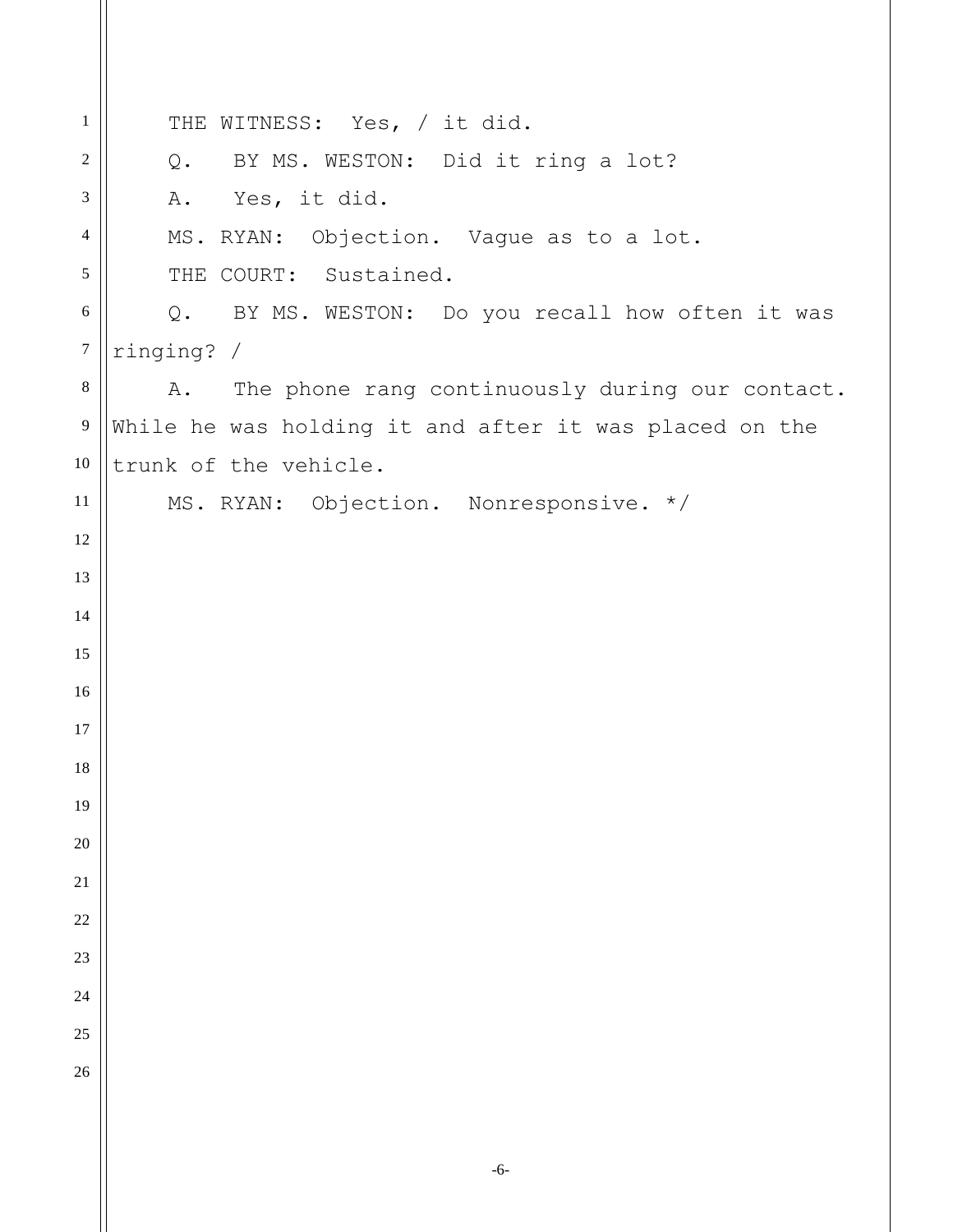THE WITNESS: Yes, / it did.

Q. BY MS. WESTON: Did it ring a lot?

A. Yes, it did.

MS. RYAN: Objection. Vague as to a lot.

THE COURT: Sustained.

Q. BY MS. WESTON: Do you recall how often it was ringing? /

A. The phone rang continuously during our contact. While he was holding it and after it was placed on the trunk of the vehicle.

MS. RYAN: Objection. Nonresponsive. */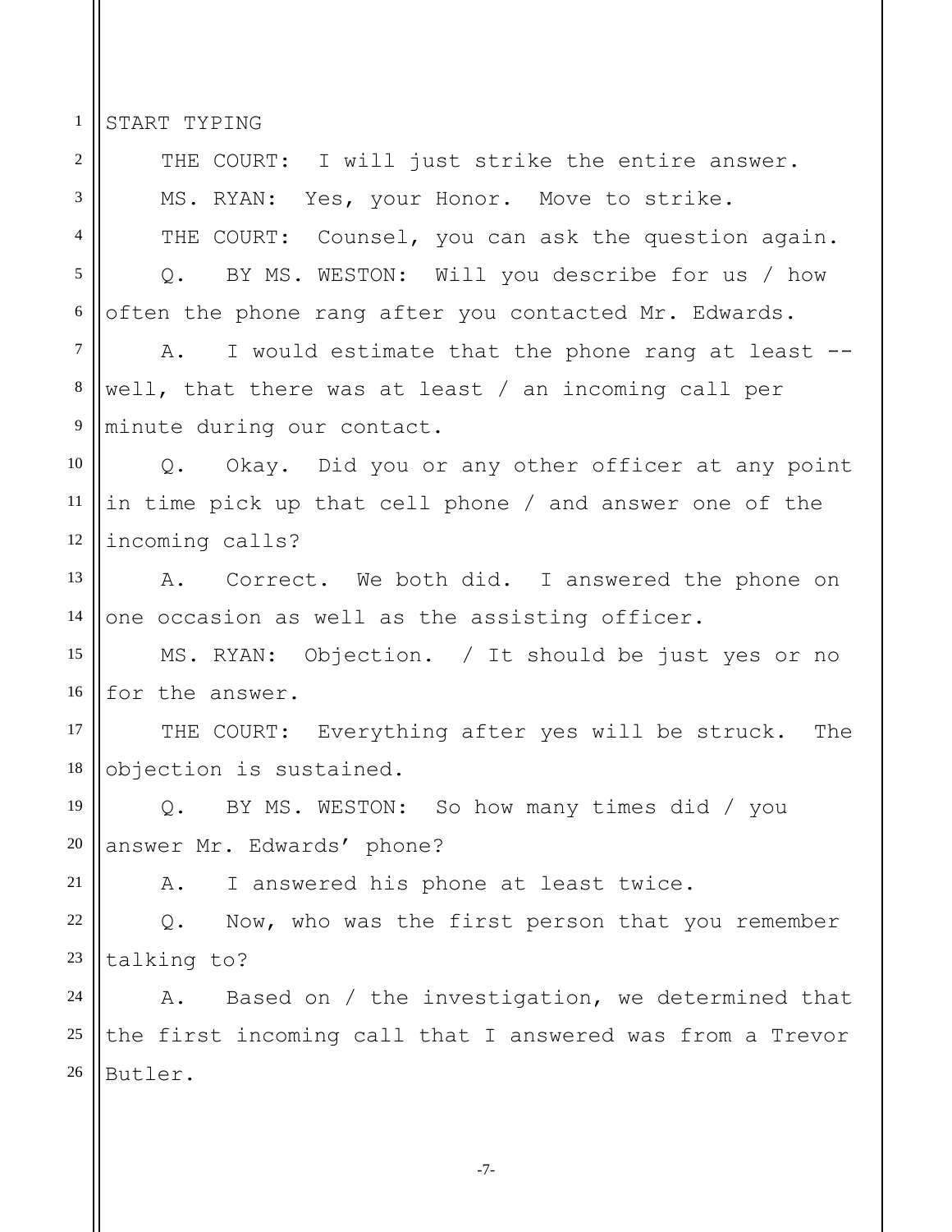START TYPING

THE COURT: I will just strike the entire answer.

MS. RYAN: Yes, your Honor. Move to strike.

THE COURT: Counsel, you can ask the question again.

Q. BY MS. WESTON: Will you describe for us / how often the phone rang after you contacted Mr. Edwards.

A. I would estimate that the phone rang at least -- well, that there was at least / an incoming call per minute during our contact.

Q. Okay. Did you or any other officer at any point in time pick up that cell phone / and answer one of the incoming calls?

A. Correct. We both did. I answered the phone on one occasion as well as the assisting officer.

MS. RYAN: Objection. / It should be just yes or no for the answer.

THE COURT: Everything after yes will be struck. The objection is sustained.

Q. BY MS. WESTON: So how many times did / you answer Mr. Edwards' phone?

A. I answered his phone at least twice.

Q. Now, who was the first person that you remember talking to?

A. Based on / the investigation, we determined that the first incoming call that I answered was from a Trevor Butler.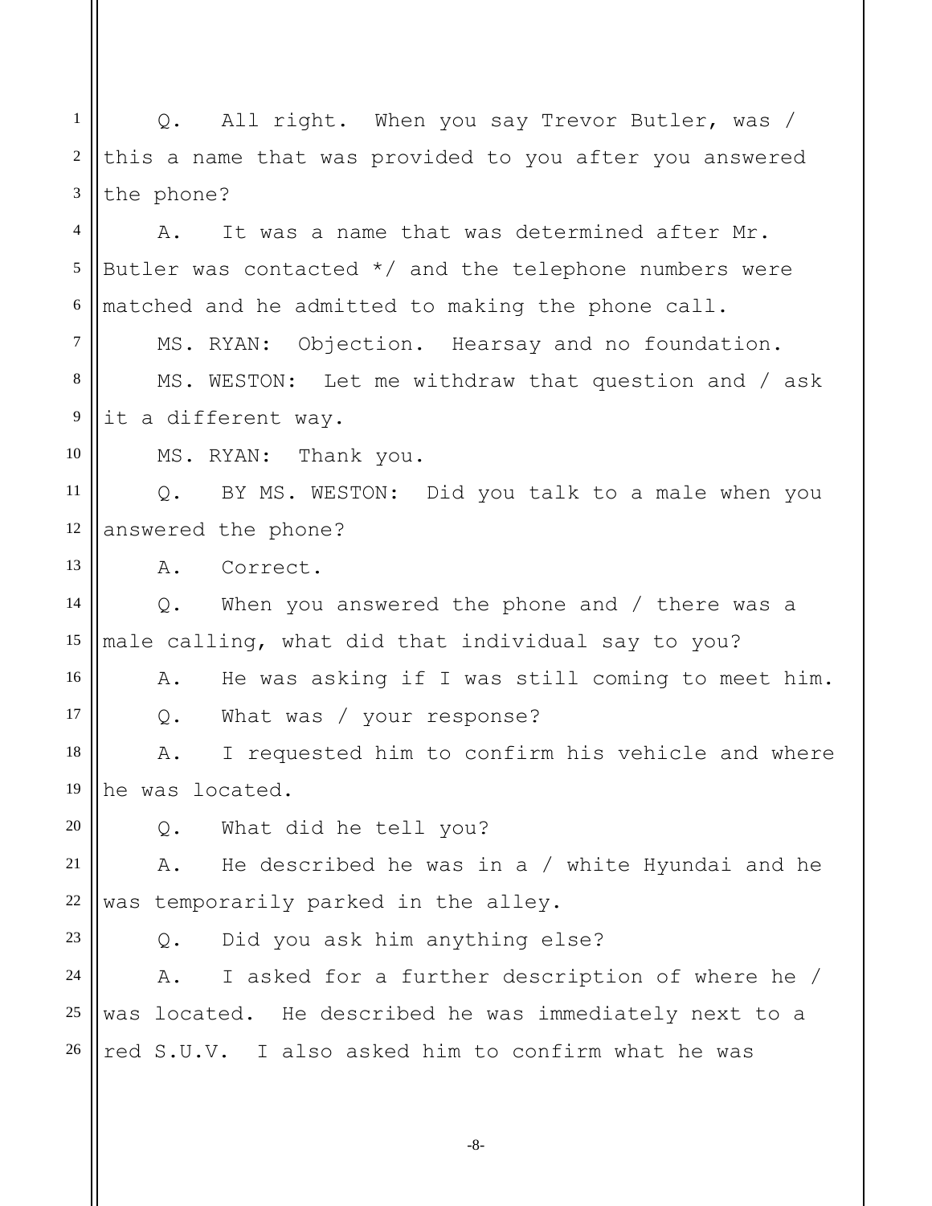Q. All right. When you say Trevor Butler, was / this a name that was provided to you after you answered the phone?

A. It was a name that was determined after Mr. Butler was contacted */ and the telephone numbers were matched and he admitted to making the phone call.

MS. RYAN: Objection. Hearsay and no foundation.

MS. WESTON: Let me withdraw that question and / ask it a different way.

MS. RYAN: Thank you.

Q. BY MS. WESTON: Did you talk to a male when you answered the phone?

A. Correct.

Q. When you answered the phone and / there was a male calling, what did that individual say to you?

A. He was asking if I was still coming to meet him.

Q. What was / your response?

A. I requested him to confirm his vehicle and where he was located.

Q. What did he tell you?

A. He described he was in a / white Hyundai and he was temporarily parked in the alley.

Q. Did you ask him anything else?

A. I asked for a further description of where he / was located. He described he was immediately next to a red S.U.V. I also asked him to confirm what he was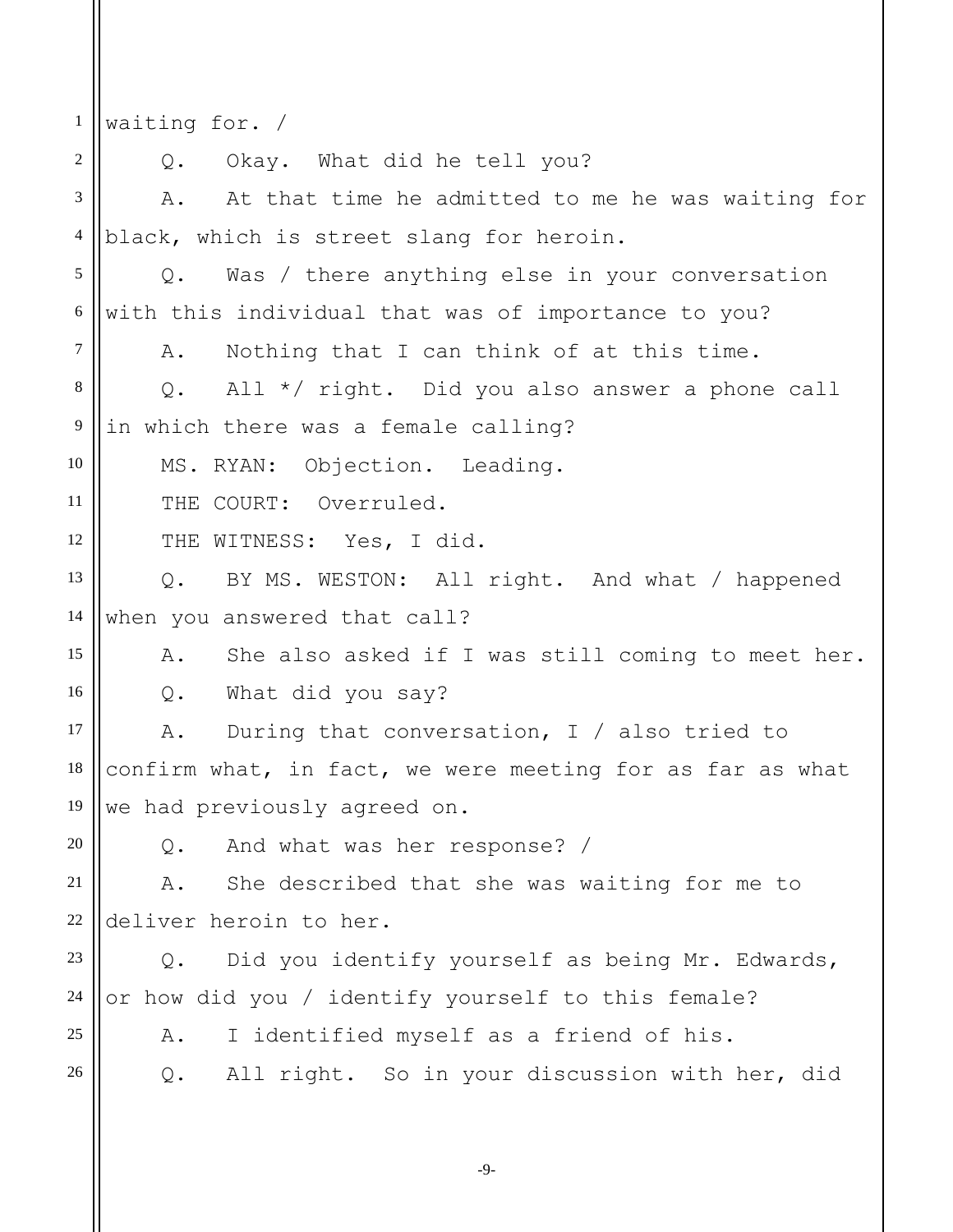waiting for. /

Q. Okay. What did he tell you?

A. At that time he admitted to me he was waiting for black, which is street slang for heroin.

Q. Was / there anything else in your conversation with this individual that was of importance to you?

A. Nothing that I can think of at this time.

Q. All */ right. Did you also answer a phone call in which there was a female calling?

MS. RYAN: Objection. Leading.

THE COURT: Overruled.

THE WITNESS: Yes, I did.

Q. BY MS. WESTON: All right. And what / happened when you answered that call?

A. She also asked if I was still coming to meet her.

Q. What did you say?

A. During that conversation, I / also tried to confirm what, in fact, we were meeting for as far as what we had previously agreed on.

Q. And what was her response? /

A. She described that she was waiting for me to deliver heroin to her.

Q. Did you identify yourself as being Mr. Edwards, or how did you / identify yourself to this female?

A. I identified myself as a friend of his.

Q. All right. So in your discussion with her, did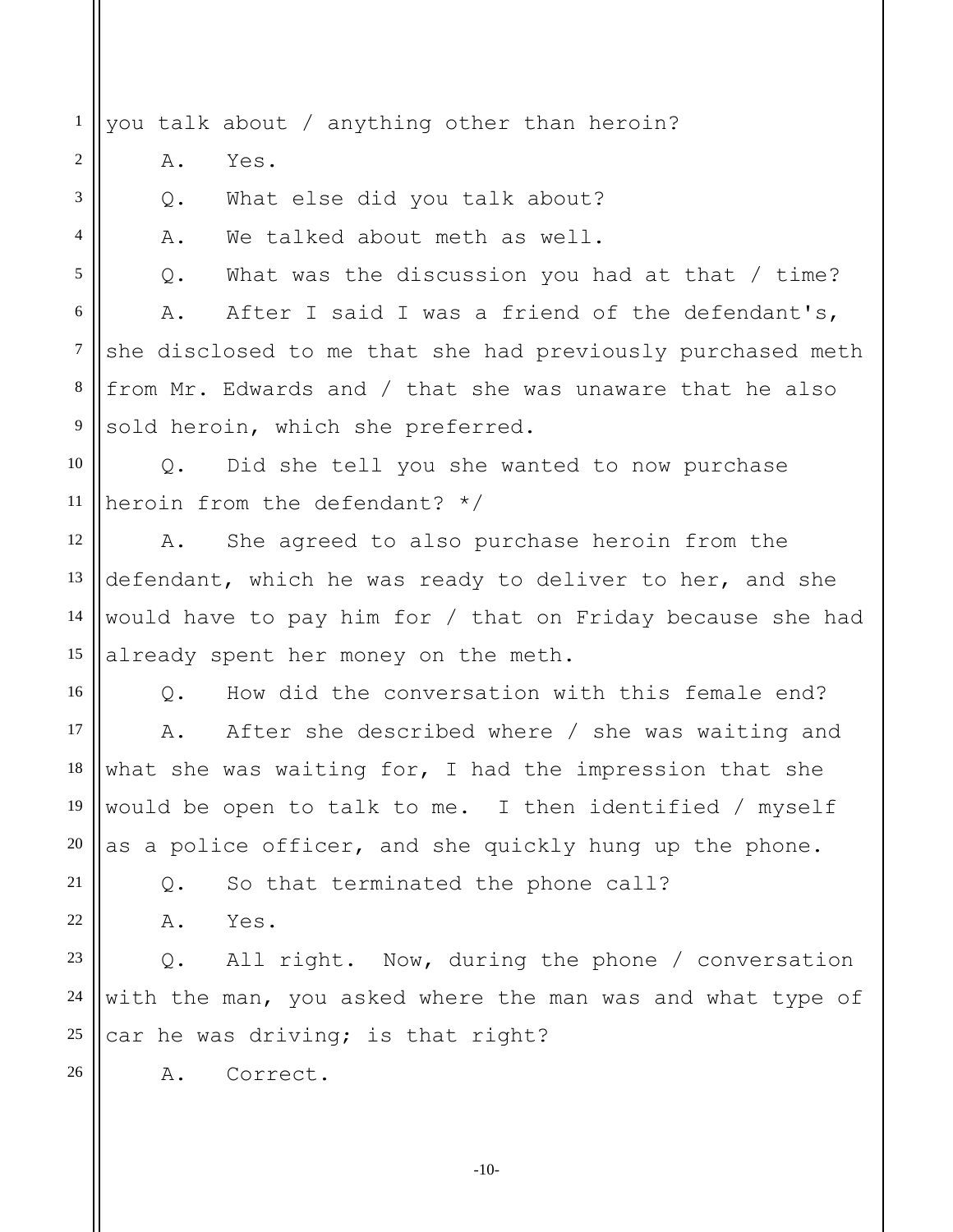you talk about / anything other than heroin?

A. Yes.

Q. What else did you talk about?

A. We talked about meth as well.

Q. What was the discussion you had at that / time?

A. After I said I was a friend of the defendant's, she disclosed to me that she had previously purchased meth from Mr. Edwards and / that she was unaware that he also sold heroin, which she preferred.

Q. Did she tell you she wanted to now purchase heroin from the defendant? */

A. She agreed to also purchase heroin from the defendant, which he was ready to deliver to her, and she would have to pay him for / that on Friday because she had already spent her money on the meth.

Q. How did the conversation with this female end?

A. After she described where / she was waiting and what she was waiting for, I had the impression that she would be open to talk to me. I then identified / myself as a police officer, and she quickly hung up the phone.

Q. So that terminated the phone call?

A. Yes.

Q. All right. Now, during the phone / conversation with the man, you asked where the man was and what type of car he was driving; is that right?

A. Correct.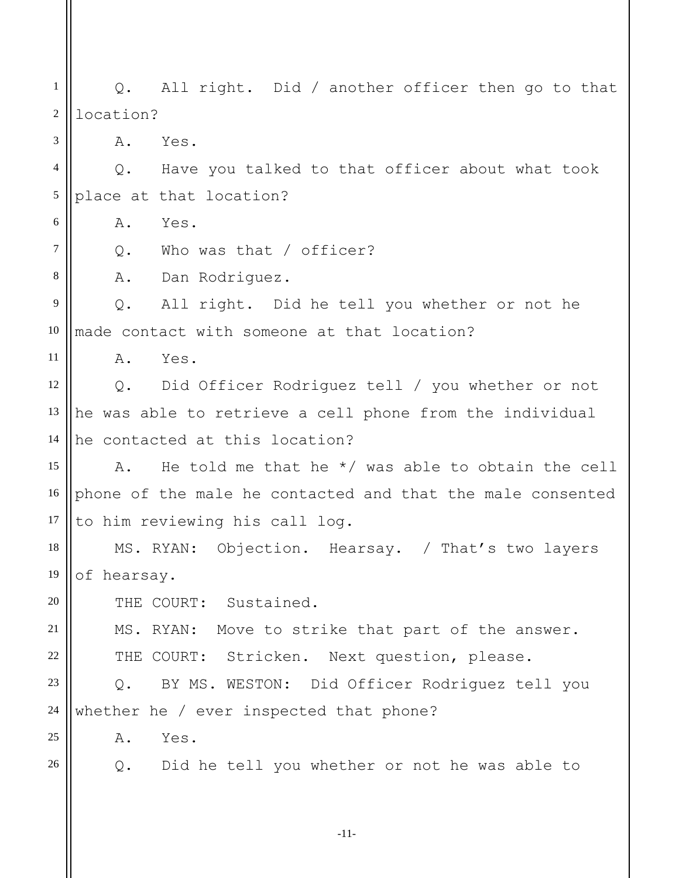Q. All right. Did / another officer then go to that location?

A. Yes.

Q. Have you talked to that officer about what took place at that location?

A. Yes.

Q. Who was that / officer?

A. Dan Rodriguez.

Q. All right. Did he tell you whether or not he made contact with someone at that location?

A. Yes.

Q. Did Officer Rodriguez tell / you whether or not he was able to retrieve a cell phone from the individual he contacted at this location?

A. He told me that he */ was able to obtain the cell phone of the male he contacted and that the male consented to him reviewing his call log.

MS. RYAN: Objection. Hearsay. / That's two layers of hearsay.

THE COURT: Sustained.

MS. RYAN: Move to strike that part of the answer.

THE COURT: Stricken. Next question, please.

Q. BY MS. WESTON: Did Officer Rodriguez tell you whether he / ever inspected that phone?

A. Yes.

Q. Did he tell you whether or not he was able to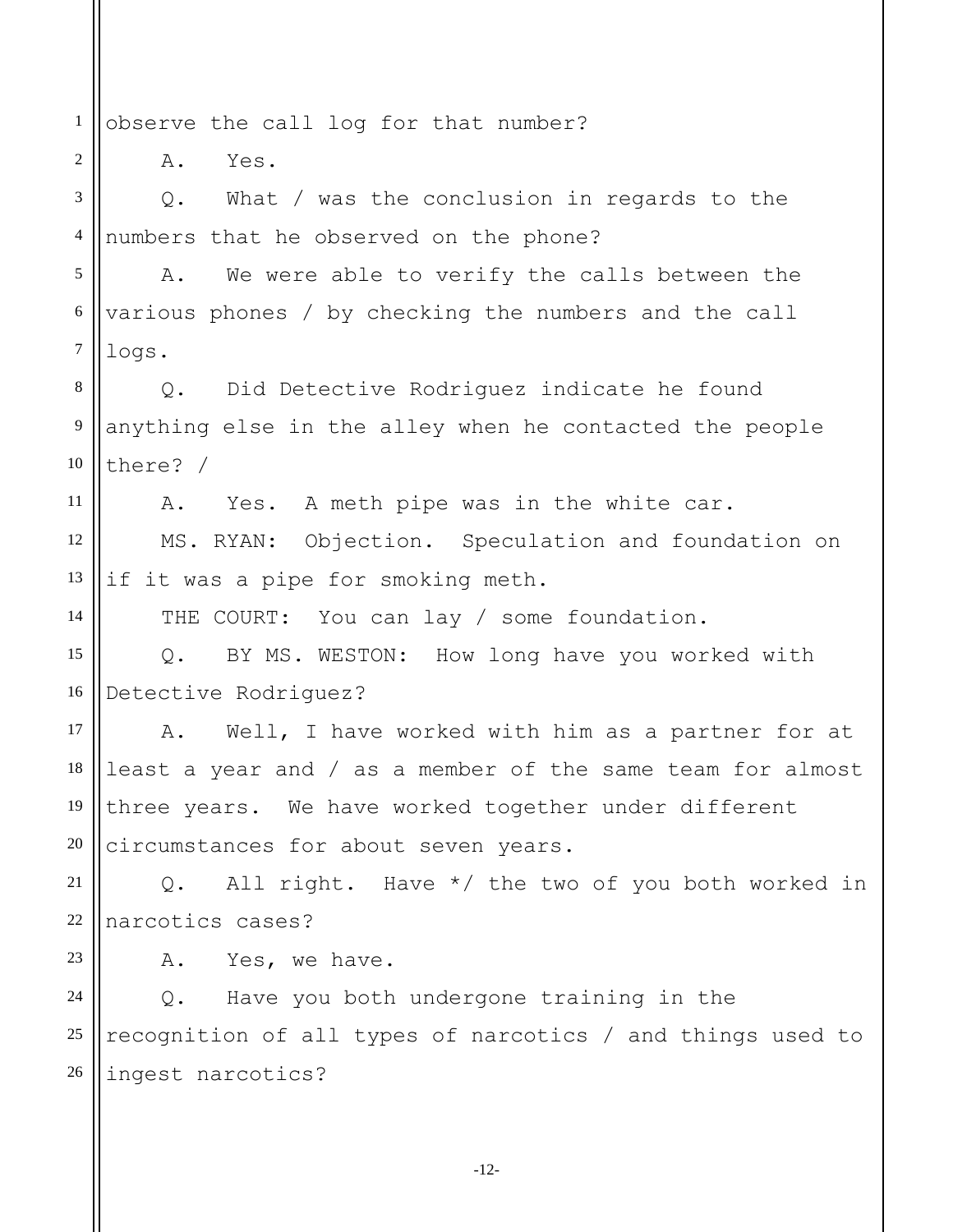observe the call log for that number?

A. Yes.

Q. What / was the conclusion in regards to the numbers that he observed on the phone?

A. We were able to verify the calls between the various phones / by checking the numbers and the call logs.

Q. Did Detective Rodriguez indicate he found anything else in the alley when he contacted the people there? /

A. Yes. A meth pipe was in the white car.

MS. RYAN: Objection. Speculation and foundation on if it was a pipe for smoking meth.

THE COURT: You can lay / some foundation.

Q. BY MS. WESTON: How long have you worked with Detective Rodriguez?

A. Well, I have worked with him as a partner for at least a year and / as a member of the same team for almost three years. We have worked together under different circumstances for about seven years.

Q. All right. Have */ the two of you both worked in narcotics cases?

A. Yes, we have.

Q. Have you both undergone training in the recognition of all types of narcotics / and things used to ingest narcotics?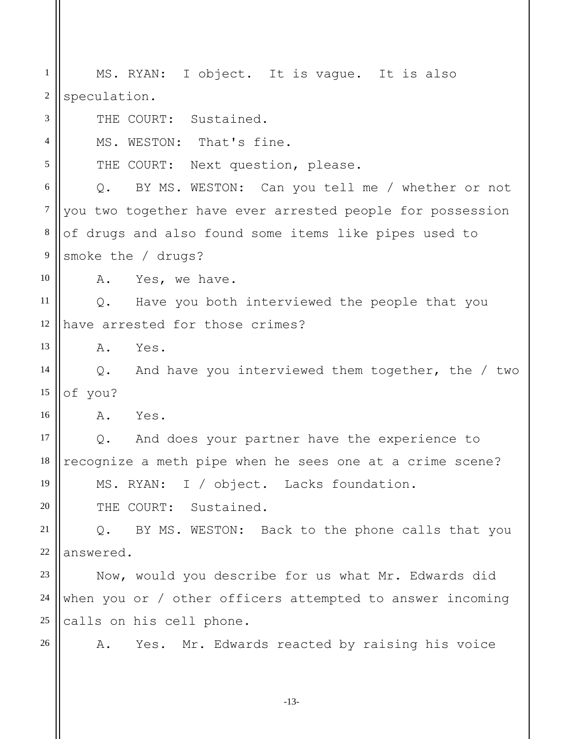MS. RYAN: I object. It is vague. It is also speculation.

THE COURT: Sustained.

MS. WESTON: That's fine.

THE COURT: Next question, please.

Q. BY MS. WESTON: Can you tell me / whether or not you two together have ever arrested people for possession of drugs and also found some items like pipes used to smoke the / drugs?

A. Yes, we have.

Q. Have you both interviewed the people that you have arrested for those crimes?

A. Yes.

Q. And have you interviewed them together, the / two of you?

A. Yes.

Q. And does your partner have the experience to recognize a meth pipe when he sees one at a crime scene?

MS. RYAN: I / object. Lacks foundation.

THE COURT: Sustained.

Q. BY MS. WESTON: Back to the phone calls that you answered.

Now, would you describe for us what Mr. Edwards did when you or / other officers attempted to answer incoming calls on his cell phone.

A. Yes. Mr. Edwards reacted by raising his voice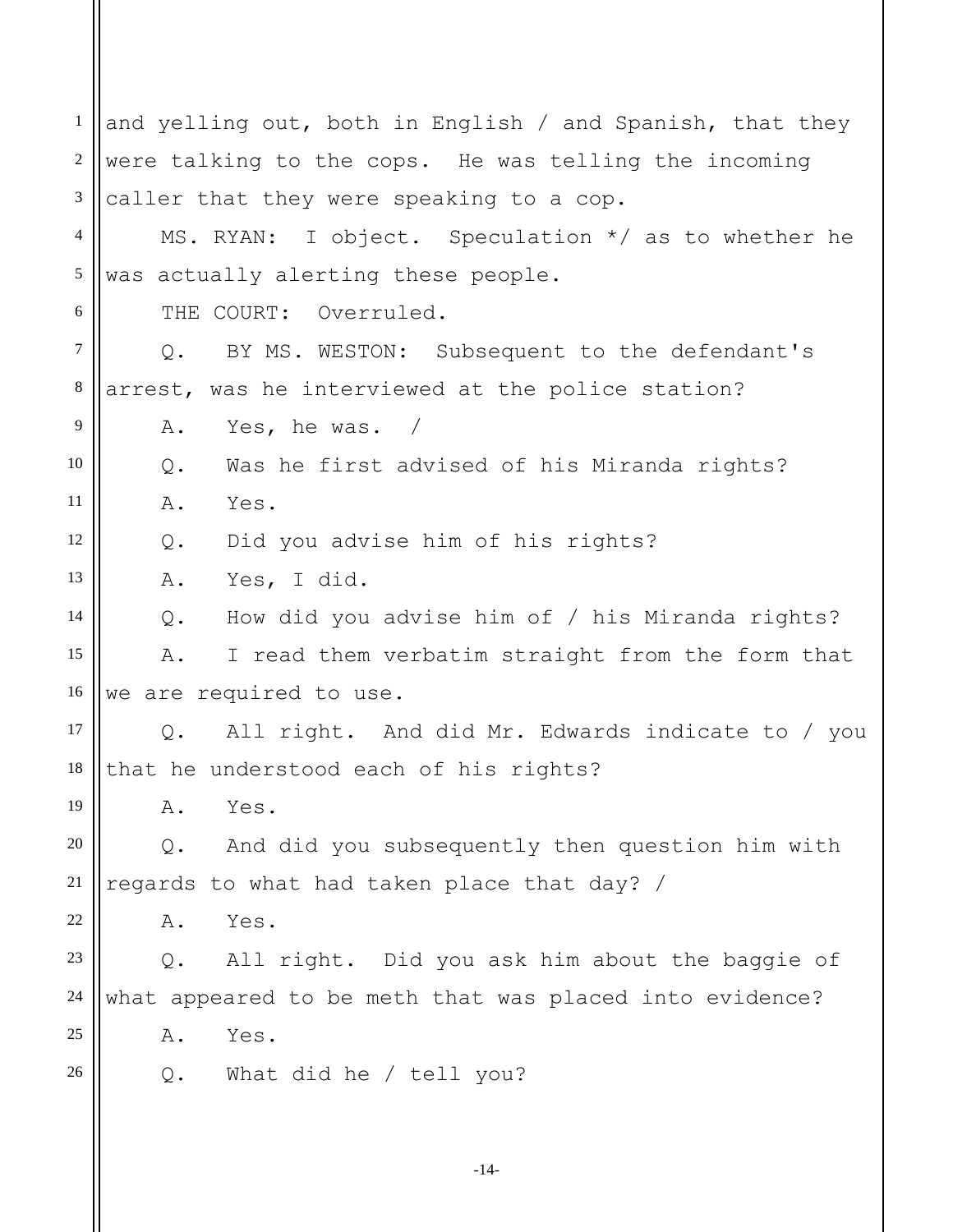and yelling out, both in English / and Spanish, that they were talking to the cops. He was telling the incoming caller that they were speaking to a cop.

MS. RYAN: I object. Speculation */ as to whether he was actually alerting these people.

THE COURT: Overruled.

Q. BY MS. WESTON: Subsequent to the defendant's arrest, was he interviewed at the police station?

A. Yes, he was. /

Q. Was he first advised of his Miranda rights?

A. Yes.

Q. Did you advise him of his rights?

A. Yes, I did.

Q. How did you advise him of / his Miranda rights?

A. I read them verbatim straight from the form that we are required to use.

Q. All right. And did Mr. Edwards indicate to / you that he understood each of his rights?

A. Yes.

Q. And did you subsequently then question him with regards to what had taken place that day? /

A. Yes.

Q. All right. Did you ask him about the baggie of what appeared to be meth that was placed into evidence?

A. Yes.

Q. What did he / tell you?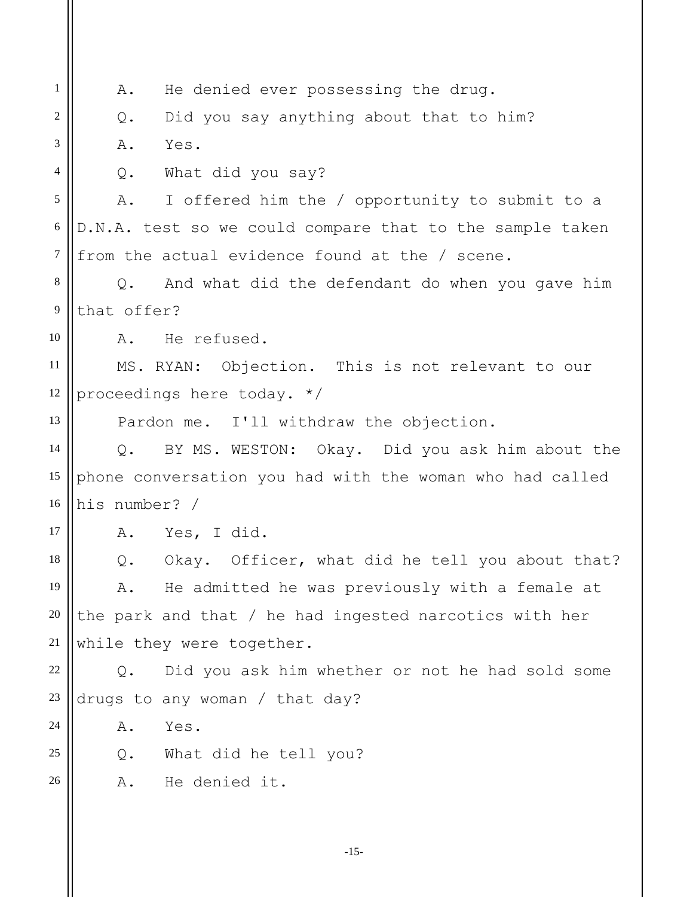A. He denied ever possessing the drug.

Q. Did you say anything about that to him?

A. Yes.

Q. What did you say?

A. I offered him the / opportunity to submit to a D.N.A. test so we could compare that to the sample taken from the actual evidence found at the / scene.

Q. And what did the defendant do when you gave him that offer?

A. He refused.

MS. RYAN: Objection. This is not relevant to our proceedings here today. */

Pardon me. I'll withdraw the objection.

Q. BY MS. WESTON: Okay. Did you ask him about the phone conversation you had with the woman who had called his number? /

A. Yes, I did.

Q. Okay. Officer, what did he tell you about that?

A. He admitted he was previously with a female at the park and that / he had ingested narcotics with her while they were together.

Q. Did you ask him whether or not he had sold some drugs to any woman / that day?

A. Yes.

Q. What did he tell you?

A. He denied it.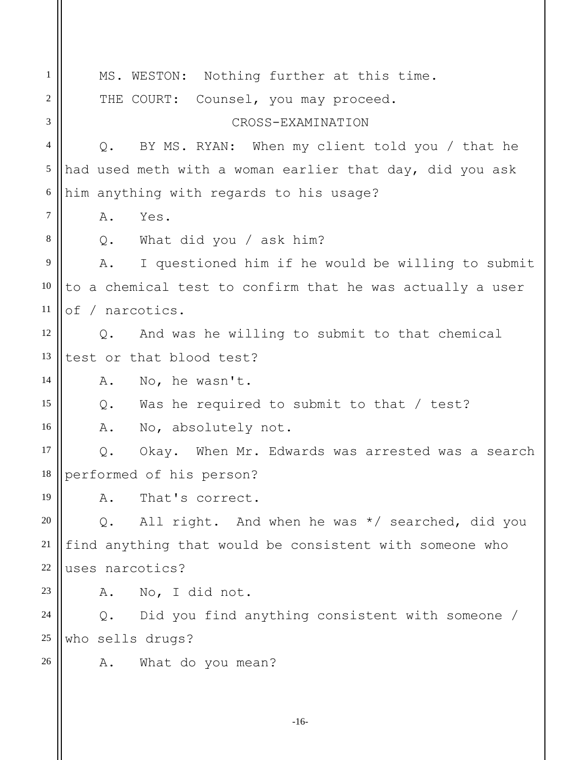MS. WESTON: Nothing further at this time.

THE COURT: Counsel, you may proceed.

CROSS-EXAMINATION

Q. BY MS. RYAN: When my client told you / that he had used meth with a woman earlier that day, did you ask him anything with regards to his usage?

A. Yes.

Q. What did you / ask him?

A. I questioned him if he would be willing to submit to a chemical test to confirm that he was actually a user of / narcotics.

Q. And was he willing to submit to that chemical test or that blood test?

A. No, he wasn't.

Q. Was he required to submit to that / test?

A. No, absolutely not.

Q. Okay. When Mr. Edwards was arrested was a search performed of his person?

A. That's correct.

Q. All right. And when he was */ searched, did you find anything that would be consistent with someone who uses narcotics?

A. No, I did not.

Q. Did you find anything consistent with someone / who sells drugs?

A. What do you mean?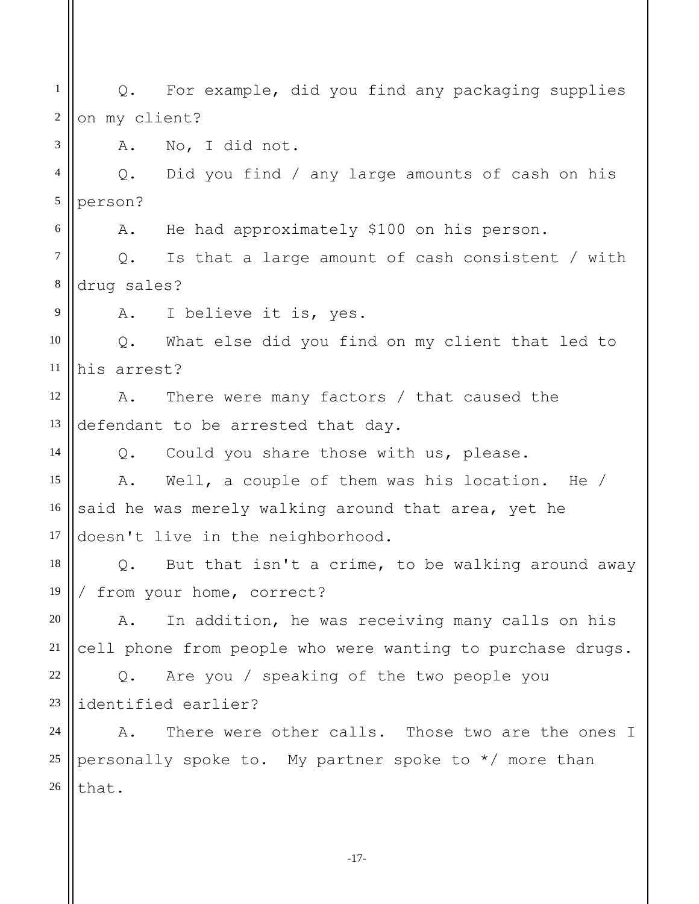Q. For example, did you find any packaging supplies on my client?

A. No, I did not.

Q. Did you find / any large amounts of cash on his person?

A. He had approximately $100 on his person.

Q. Is that a large amount of cash consistent / with drug sales?

A. I believe it is, yes.

Q. What else did you find on my client that led to his arrest?

A. There were many factors / that caused the defendant to be arrested that day.

Q. Could you share those with us, please.

A. Well, a couple of them was his location. He / said he was merely walking around that area, yet he doesn't live in the neighborhood.

Q. But that isn't a crime, to be walking around away / from your home, correct?

A. In addition, he was receiving many calls on his cell phone from people who were wanting to purchase drugs.

Q. Are you / speaking of the two people you identified earlier?

A. There were other calls. Those two are the ones I personally spoke to. My partner spoke to */ more than that.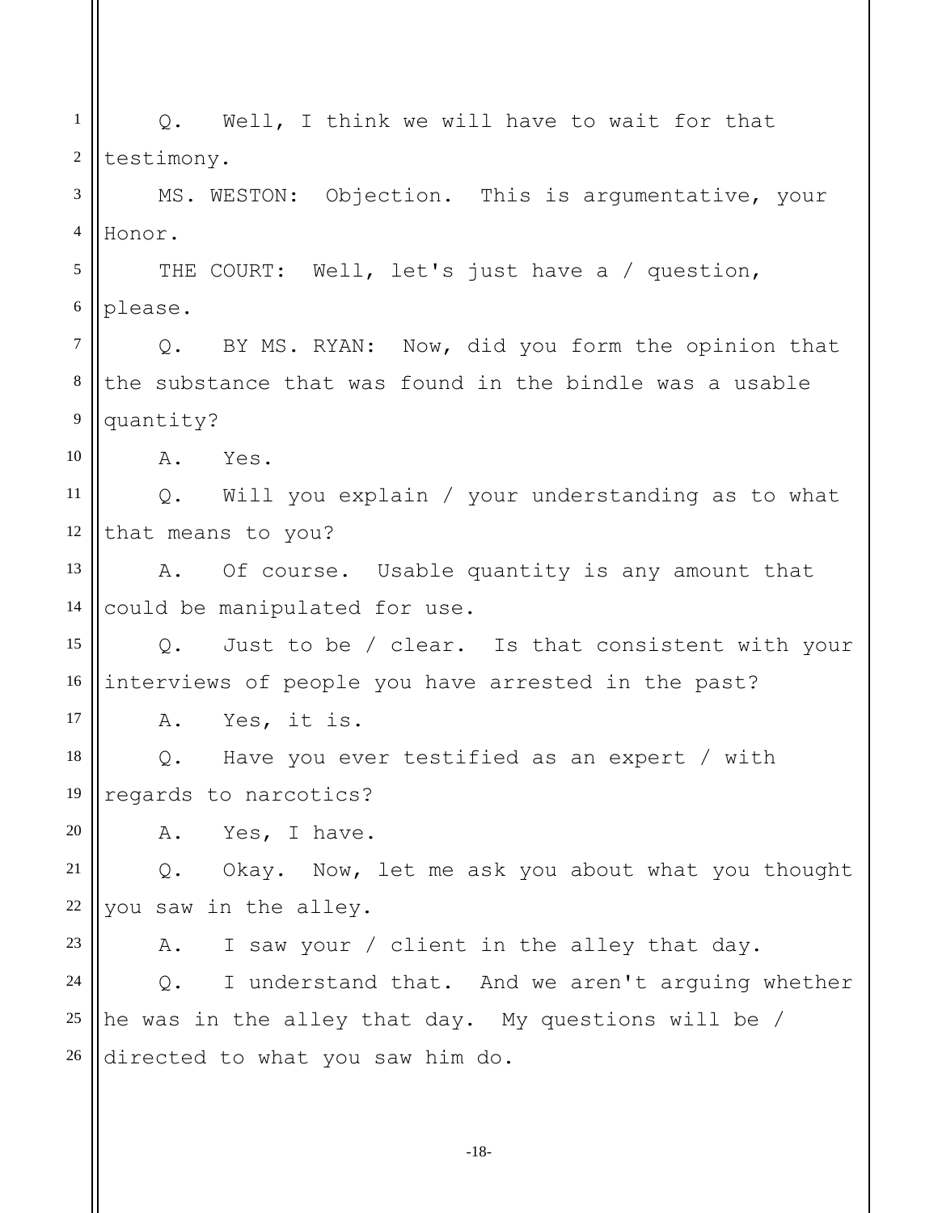Q. Well, I think we will have to wait for that testimony.

MS. WESTON: Objection. This is argumentative, your Honor.

THE COURT: Well, let's just have a / question, please.

Q. BY MS. RYAN: Now, did you form the opinion that the substance that was found in the bindle was a usable quantity?

A. Yes.

Q. Will you explain / your understanding as to what that means to you?

A. Of course. Usable quantity is any amount that could be manipulated for use.

Q. Just to be / clear. Is that consistent with your interviews of people you have arrested in the past?

A. Yes, it is.

Q. Have you ever testified as an expert / with regards to narcotics?

A. Yes, I have.

Q. Okay. Now, let me ask you about what you thought you saw in the alley.

A. I saw your / client in the alley that day.

Q. I understand that. And we aren't arguing whether he was in the alley that day. My questions will be / directed to what you saw him do.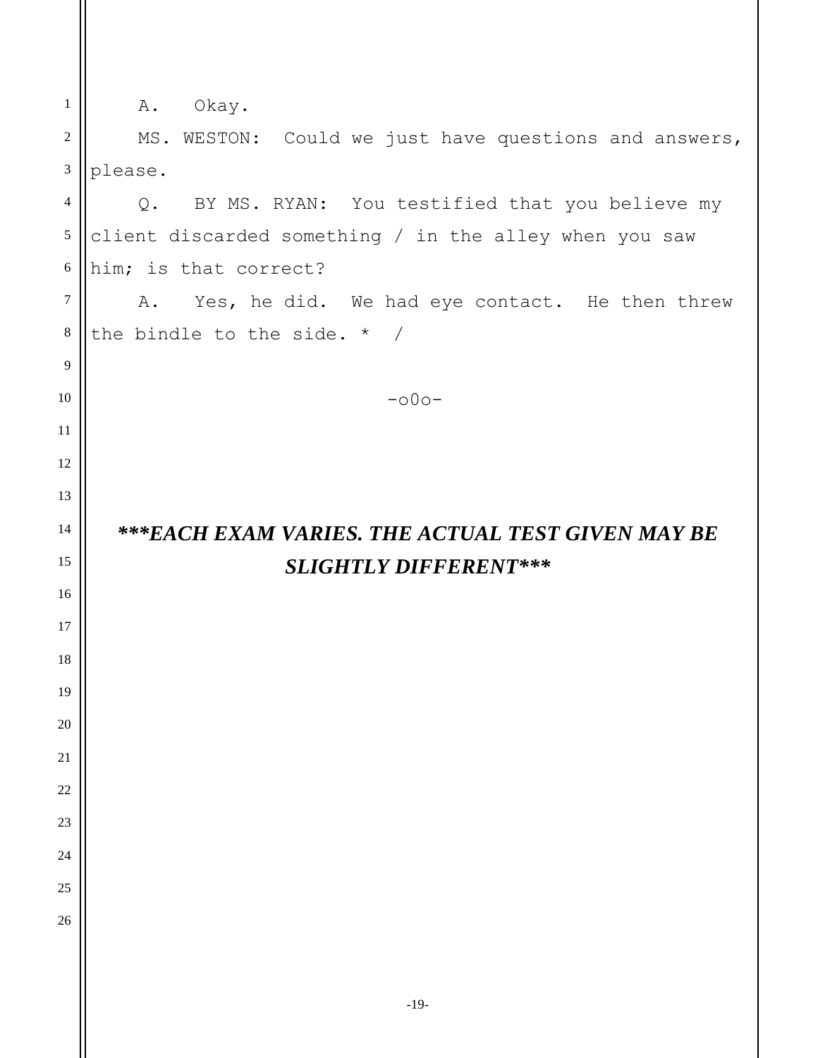A. Okay.

MS. WESTON: Could we just have questions and answers, please.

Q. BY MS. RYAN: You testified that you believe my client discarded something / in the alley when you saw him; is that correct?

A. Yes, he did. We had eye contact. He then threw the bindle to the side. * /

-o0o-

***\*\*\*EACH EXAM VARIES. THE ACTUAL TEST GIVEN MAY BE SLIGHTLY DIFFERENT\*\*\****